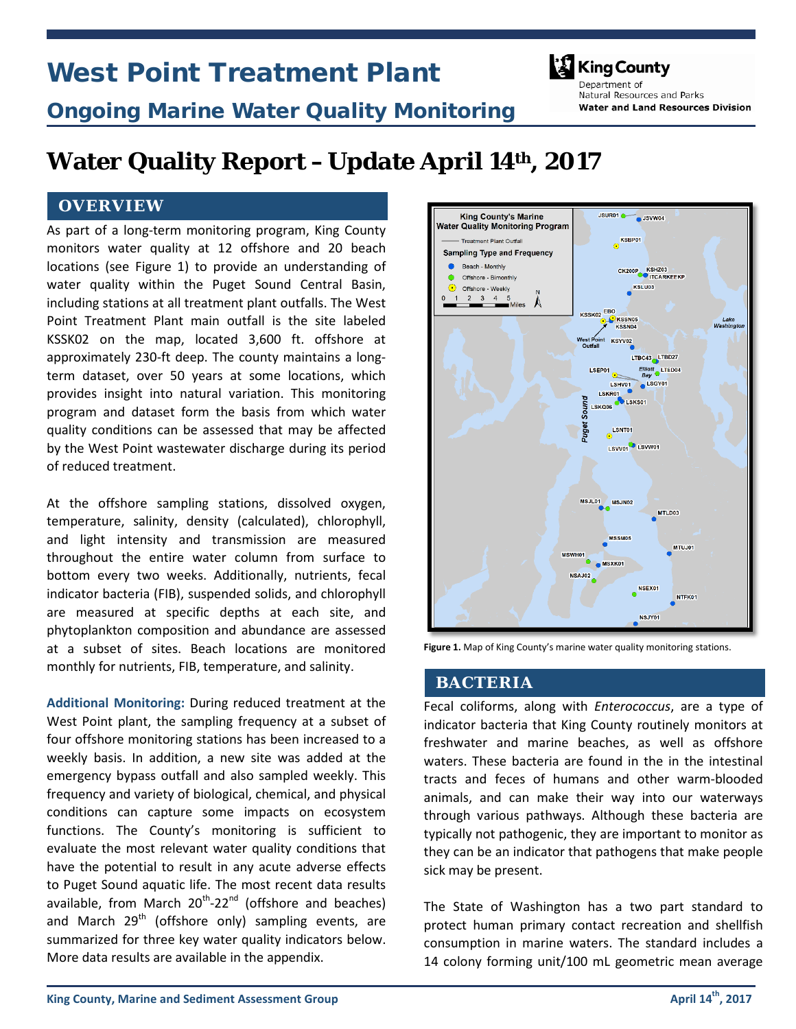# West Point Treatment Plant

## Ongoing Marine Water Quality Monitoring

King County
Department of
Natural Resources and Parks
**Water and Land Resources Division**

# Water Quality Report – Update April 14th, 2017

## OVERVIEW

As part of a long-term monitoring program, King County monitors water quality at 12 offshore and 20 beach locations (see Figure 1) to provide an understanding of water quality within the Puget Sound Central Basin, including stations at all treatment plant outfalls. The West Point Treatment Plant main outfall is the site labeled KSSK02 on the map, located 3,600 ft. offshore at approximately 230-ft deep. The county maintains a long-term dataset, over 50 years at some locations, which provides insight into natural variation. This monitoring program and dataset form the basis from which water quality conditions can be assessed that may be affected by the West Point wastewater discharge during its period of reduced treatment.

At the offshore sampling stations, dissolved oxygen, temperature, salinity, density (calculated), chlorophyll, and light intensity and transmission are measured throughout the entire water column from surface to bottom every two weeks. Additionally, nutrients, fecal indicator bacteria (FIB), suspended solids, and chlorophyll are measured at specific depths at each site, and phytoplankton composition and abundance are assessed at a subset of sites. Beach locations are monitored monthly for nutrients, FIB, temperature, and salinity.

**Additional Monitoring:** During reduced treatment at the West Point plant, the sampling frequency at a subset of four offshore monitoring stations has been increased to a weekly basis. In addition, a new site was added at the emergency bypass outfall and also sampled weekly. This frequency and variety of biological, chemical, and physical conditions can capture some impacts on ecosystem functions. The County's monitoring is sufficient to evaluate the most relevant water quality conditions that have the potential to result in any acute adverse effects to Puget Sound aquatic life. The most recent data results available, from March 20th-22nd (offshore and beaches) and March 29th (offshore only) sampling events, are summarized for three key water quality indicators below. More data results are available in the appendix.

**Figure 1.** Map of King County's marine water quality monitoring stations.

## BACTERIA

Fecal coliforms, along with *Enterococcus*, are a type of indicator bacteria that King County routinely monitors at freshwater and marine beaches, as well as offshore waters. These bacteria are found in the in the intestinal tracts and feces of humans and other warm-blooded animals, and can make their way into our waterways through various pathways. Although these bacteria are typically not pathogenic, they are important to monitor as they can be an indicator that pathogens that make people sick may be present.

The State of Washington has a two part standard to protect human primary contact recreation and shellfish consumption in marine waters. The standard includes a 14 colony forming unit/100 mL geometric mean average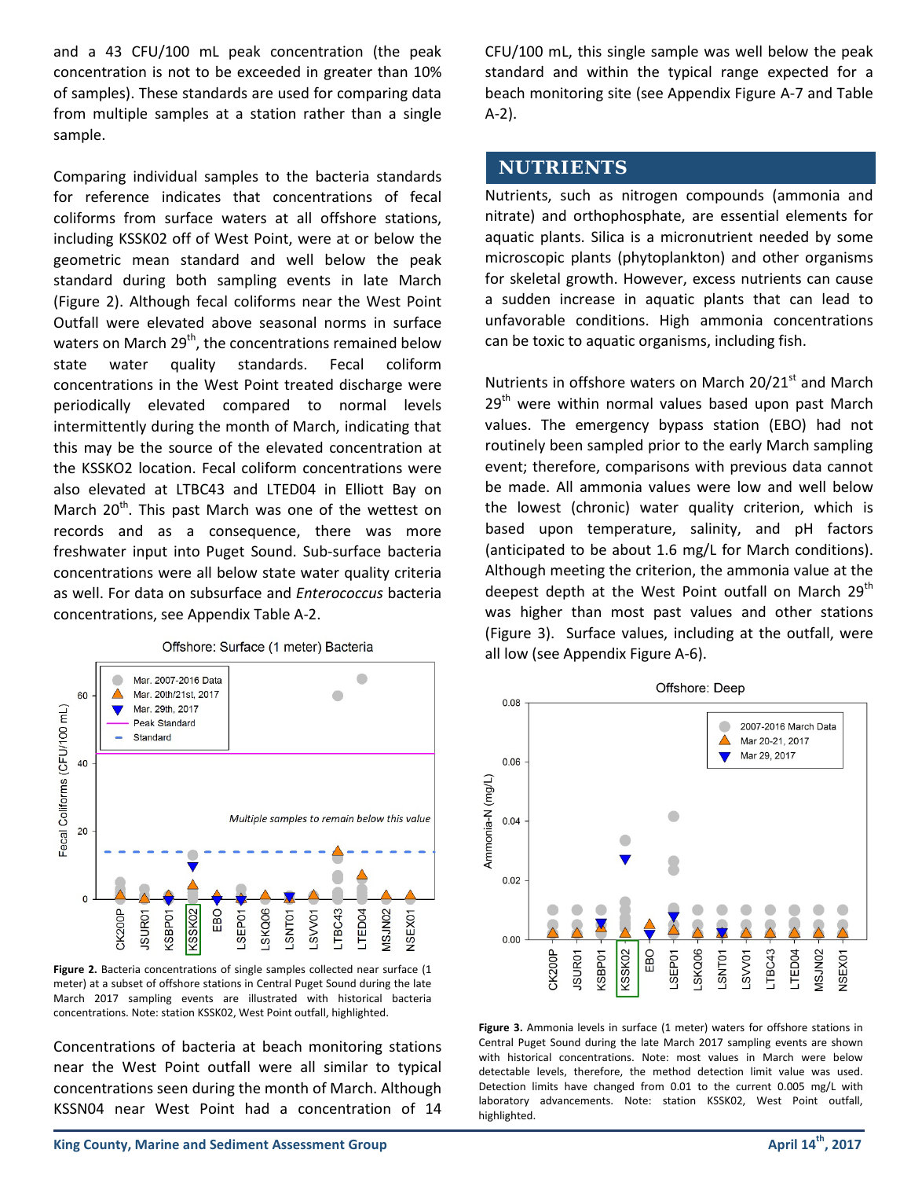and a 43 CFU/100 mL peak concentration (the peak concentration is not to be exceeded in greater than 10% of samples). These standards are used for comparing data from multiple samples at a station rather than a single sample.

Comparing individual samples to the bacteria standards for reference indicates that concentrations of fecal coliforms from surface waters at all offshore stations, including KSSK02 off of West Point, were at or below the geometric mean standard and well below the peak standard during both sampling events in late March (Figure 2). Although fecal coliforms near the West Point Outfall were elevated above seasonal norms in surface waters on March 29th, the concentrations remained below state water quality standards. Fecal coliform concentrations in the West Point treated discharge were periodically elevated compared to normal levels intermittently during the month of March, indicating that this may be the source of the elevated concentration at the KSSKO2 location. Fecal coliform concentrations were also elevated at LTBC43 and LTED04 in Elliott Bay on March 20th. This past March was one of the wettest on records and as a consequence, there was more freshwater input into Puget Sound. Sub-surface bacteria concentrations were all below state water quality criteria as well. For data on subsurface and *Enterococcus* bacteria concentrations, see Appendix Table A-2.

**Figure 2.** Bacteria concentrations of single samples collected near surface (1 meter) at a subset of offshore stations in Central Puget Sound during the late March 2017 sampling events are illustrated with historical bacteria concentrations. Note: station KSSK02, West Point outfall, highlighted.

Concentrations of bacteria at beach monitoring stations near the West Point outfall were all similar to typical concentrations seen during the month of March. Although KSSN04 near West Point had a concentration of 14 CFU/100 mL, this single sample was well below the peak standard and within the typical range expected for a beach monitoring site (see Appendix Figure A-7 and Table A-2).

## NUTRIENTS

Nutrients, such as nitrogen compounds (ammonia and nitrate) and orthophosphate, are essential elements for aquatic plants. Silica is a micronutrient needed by some microscopic plants (phytoplankton) and other organisms for skeletal growth. However, excess nutrients can cause a sudden increase in aquatic plants that can lead to unfavorable conditions. High ammonia concentrations can be toxic to aquatic organisms, including fish.

Nutrients in offshore waters on March 20/21st and March 29th were within normal values based upon past March values. The emergency bypass station (EBO) had not routinely been sampled prior to the early March sampling event; therefore, comparisons with previous data cannot be made. All ammonia values were low and well below the lowest (chronic) water quality criterion, which is based upon temperature, salinity, and pH factors (anticipated to be about 1.6 mg/L for March conditions). Although meeting the criterion, the ammonia value at the deepest depth at the West Point outfall on March 29th was higher than most past values and other stations (Figure 3). Surface values, including at the outfall, were all low (see Appendix Figure A-6).

**Figure 3.** Ammonia levels in surface (1 meter) waters for offshore stations in Central Puget Sound during the late March 2017 sampling events are shown with historical concentrations. Note: most values in March were below detectable levels, therefore, the method detection limit value was used. Detection limits have changed from 0.01 to the current 0.005 mg/L with laboratory advancements. Note: station KSSK02, West Point outfall, highlighted.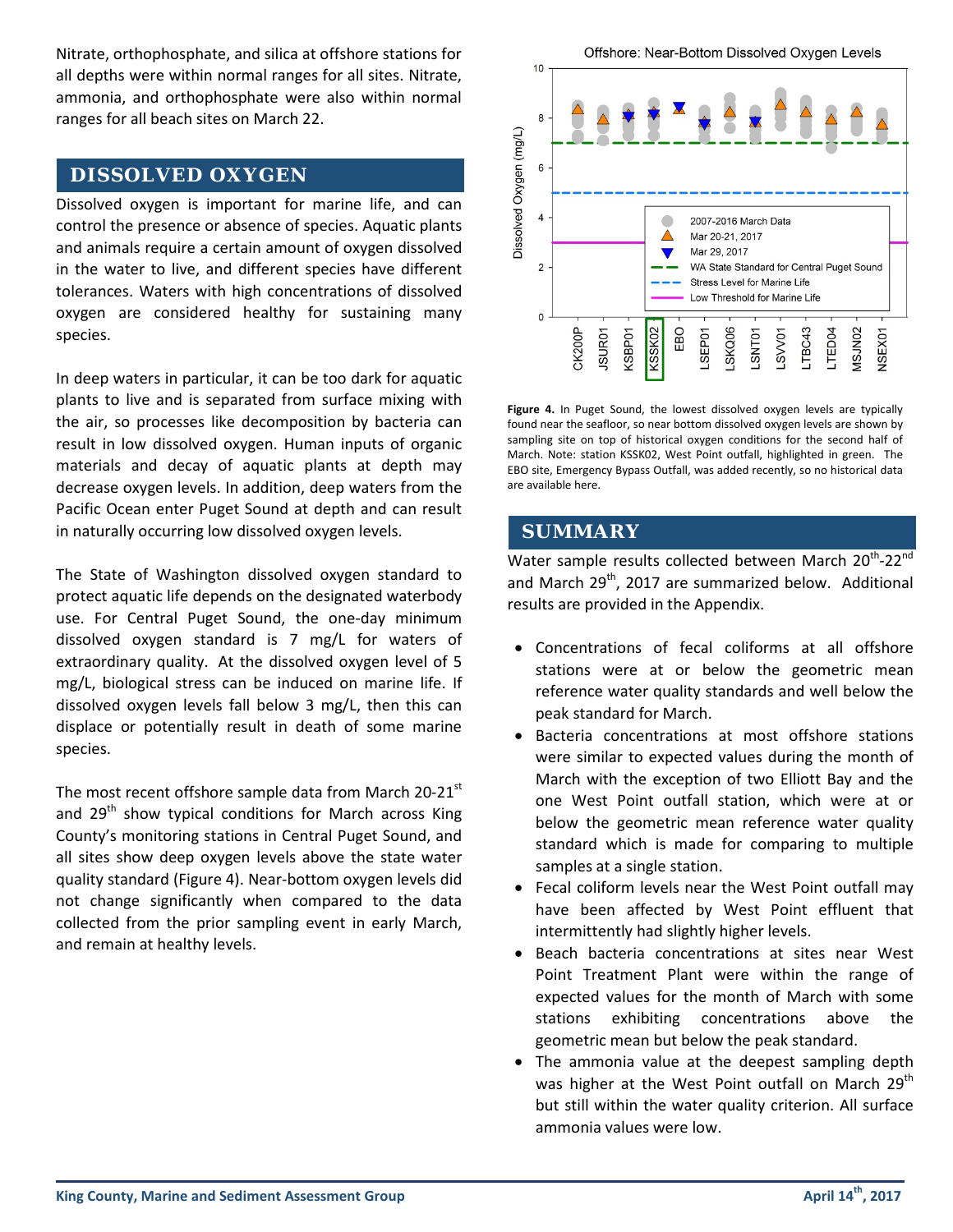Nitrate, orthophosphate, and silica at offshore stations for all depths were within normal ranges for all sites. Nitrate, ammonia, and orthophosphate were also within normal ranges for all beach sites on March 22.

## DISSOLVED OXYGEN

Dissolved oxygen is important for marine life, and can control the presence or absence of species. Aquatic plants and animals require a certain amount of oxygen dissolved in the water to live, and different species have different tolerances. Waters with high concentrations of dissolved oxygen are considered healthy for sustaining many species.

In deep waters in particular, it can be too dark for aquatic plants to live and is separated from surface mixing with the air, so processes like decomposition by bacteria can result in low dissolved oxygen. Human inputs of organic materials and decay of aquatic plants at depth may decrease oxygen levels. In addition, deep waters from the Pacific Ocean enter Puget Sound at depth and can result in naturally occurring low dissolved oxygen levels.

The State of Washington dissolved oxygen standard to protect aquatic life depends on the designated waterbody use. For Central Puget Sound, the one-day minimum dissolved oxygen standard is 7 mg/L for waters of extraordinary quality. At the dissolved oxygen level of 5 mg/L, biological stress can be induced on marine life. If dissolved oxygen levels fall below 3 mg/L, then this can displace or potentially result in death of some marine species.

The most recent offshore sample data from March 20-21st and 29th show typical conditions for March across King County's monitoring stations in Central Puget Sound, and all sites show deep oxygen levels above the state water quality standard (Figure 4). Near-bottom oxygen levels did not change significantly when compared to the data collected from the prior sampling event in early March, and remain at healthy levels.

**Figure 4.** In Puget Sound, the lowest dissolved oxygen levels are typically found near the seafloor, so near bottom dissolved oxygen levels are shown by sampling site on top of historical oxygen conditions for the second half of March. Note: station KSSK02, West Point outfall, highlighted in green. The EBO site, Emergency Bypass Outfall, was added recently, so no historical data are available here.

## SUMMARY

Water sample results collected between March 20th-22nd and March 29th, 2017 are summarized below. Additional results are provided in the Appendix.

- Concentrations of fecal coliforms at all offshore stations were at or below the geometric mean reference water quality standards and well below the peak standard for March.
- Bacteria concentrations at most offshore stations were similar to expected values during the month of March with the exception of two Elliott Bay and the one West Point outfall station, which were at or below the geometric mean reference water quality standard which is made for comparing to multiple samples at a single station.
- Fecal coliform levels near the West Point outfall may have been affected by West Point effluent that intermittently had slightly higher levels.
- Beach bacteria concentrations at sites near West Point Treatment Plant were within the range of expected values for the month of March with some stations exhibiting concentrations above the geometric mean but below the peak standard.
- The ammonia value at the deepest sampling depth was higher at the West Point outfall on March 29th but still within the water quality criterion. All surface ammonia values were low.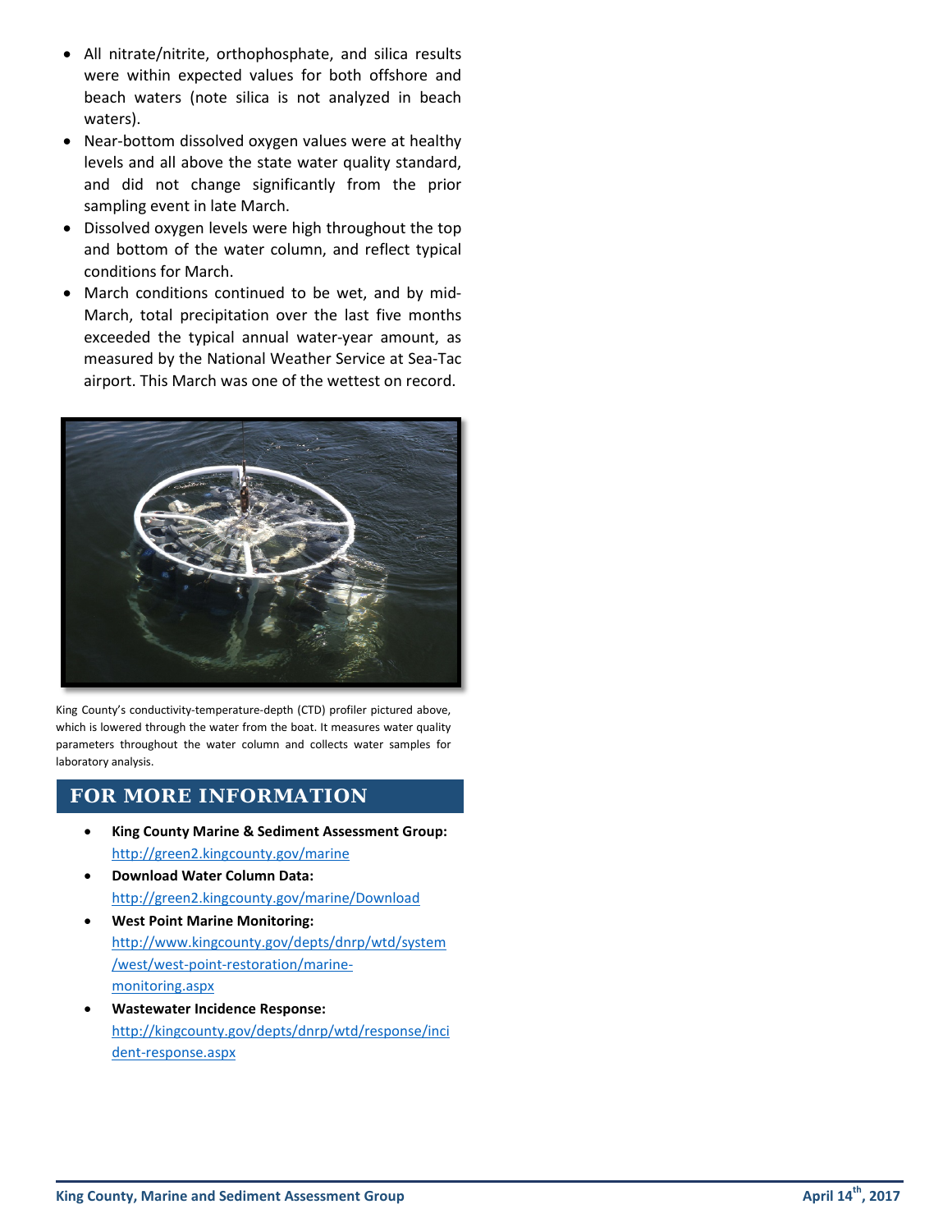- All nitrate/nitrite, orthophosphate, and silica results were within expected values for both offshore and beach waters (note silica is not analyzed in beach waters).
- Near-bottom dissolved oxygen values were at healthy levels and all above the state water quality standard, and did not change significantly from the prior sampling event in late March.
- Dissolved oxygen levels were high throughout the top and bottom of the water column, and reflect typical conditions for March.
- March conditions continued to be wet, and by mid-March, total precipitation over the last five months exceeded the typical annual water-year amount, as measured by the National Weather Service at Sea-Tac airport. This March was one of the wettest on record.

King County's conductivity-temperature-depth (CTD) profiler pictured above, which is lowered through the water from the boat. It measures water quality parameters throughout the water column and collects water samples for laboratory analysis.

## FOR MORE INFORMATION

- **King County Marine & Sediment Assessment Group:** http://green2.kingcounty.gov/marine
- **Download Water Column Data:** http://green2.kingcounty.gov/marine/Download
- **West Point Marine Monitoring:** http://www.kingcounty.gov/depts/dnrp/wtd/system/west/west-point-restoration/marine-monitoring.aspx
- **Wastewater Incidence Response:** http://kingcounty.gov/depts/dnrp/wtd/response/incident-response.aspx